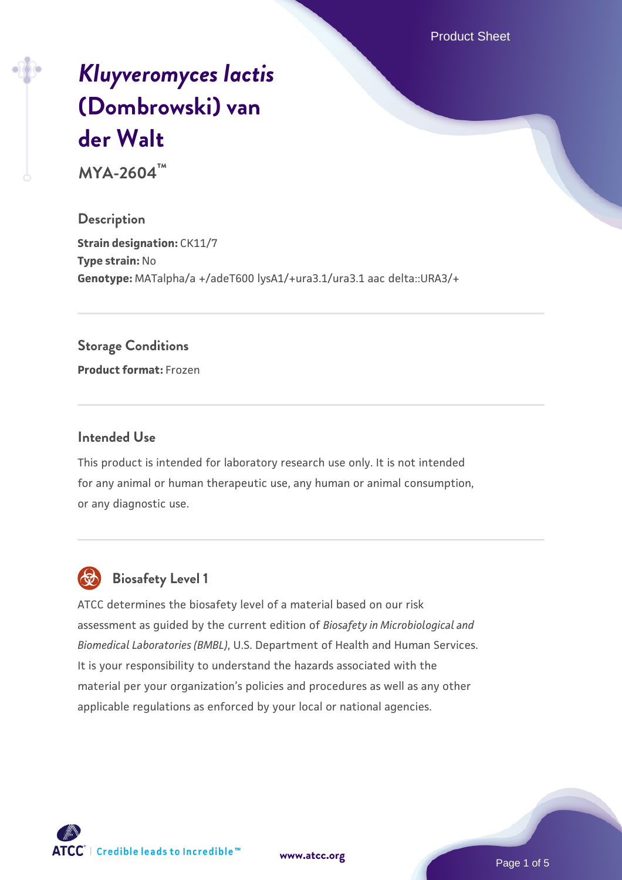# *Kluyveromyces lactis* (Dombrowski) van der Walt

**MYA-2604™**

## Description

**Strain designation:** CK11/7
**Type strain:** No
**Genotype:** MATalpha/a +/adeT600 lysA1/+ura3.1/ura3.1 aac delta::URA3/+

## Storage Conditions

**Product format:** Frozen

## Intended Use

This product is intended for laboratory research use only. It is not intended for any animal or human therapeutic use, any human or animal consumption, or any diagnostic use.

## Biosafety Level 1

ATCC determines the biosafety level of a material based on our risk assessment as guided by the current edition of *Biosafety in Microbiological and Biomedical Laboratories (BMBL)*, U.S. Department of Health and Human Services. It is your responsibility to understand the hazards associated with the material per your organization's policies and procedures as well as any other applicable regulations as enforced by your local or national agencies.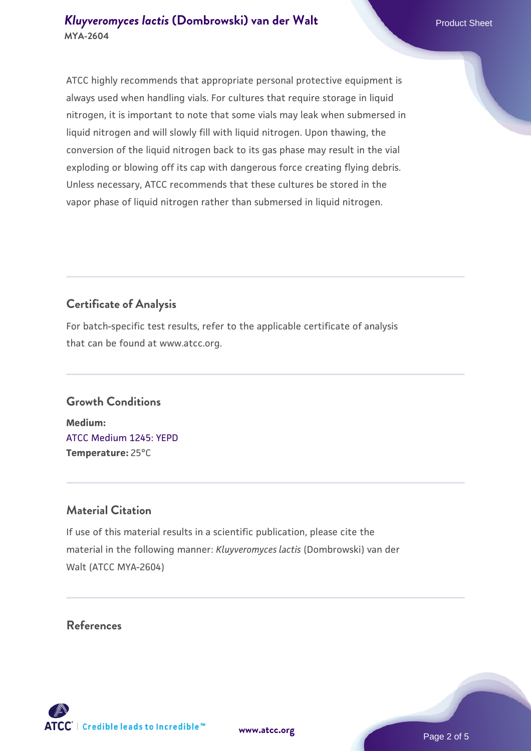ATCC highly recommends that appropriate personal protective equipment is always used when handling vials. For cultures that require storage in liquid nitrogen, it is important to note that some vials may leak when submersed in liquid nitrogen and will slowly fill with liquid nitrogen. Upon thawing, the conversion of the liquid nitrogen back to its gas phase may result in the vial exploding or blowing off its cap with dangerous force creating flying debris. Unless necessary, ATCC recommends that these cultures be stored in the vapor phase of liquid nitrogen rather than submersed in liquid nitrogen.

## Certificate of Analysis

For batch-specific test results, refer to the applicable certificate of analysis that can be found at www.atcc.org.

## Growth Conditions

**Medium:**
ATCC Medium 1245: YEPD
**Temperature:** 25°C

## Material Citation

If use of this material results in a scientific publication, please cite the material in the following manner: *Kluyveromyces lactis* (Dombrowski) van der Walt (ATCC MYA-2604)

## References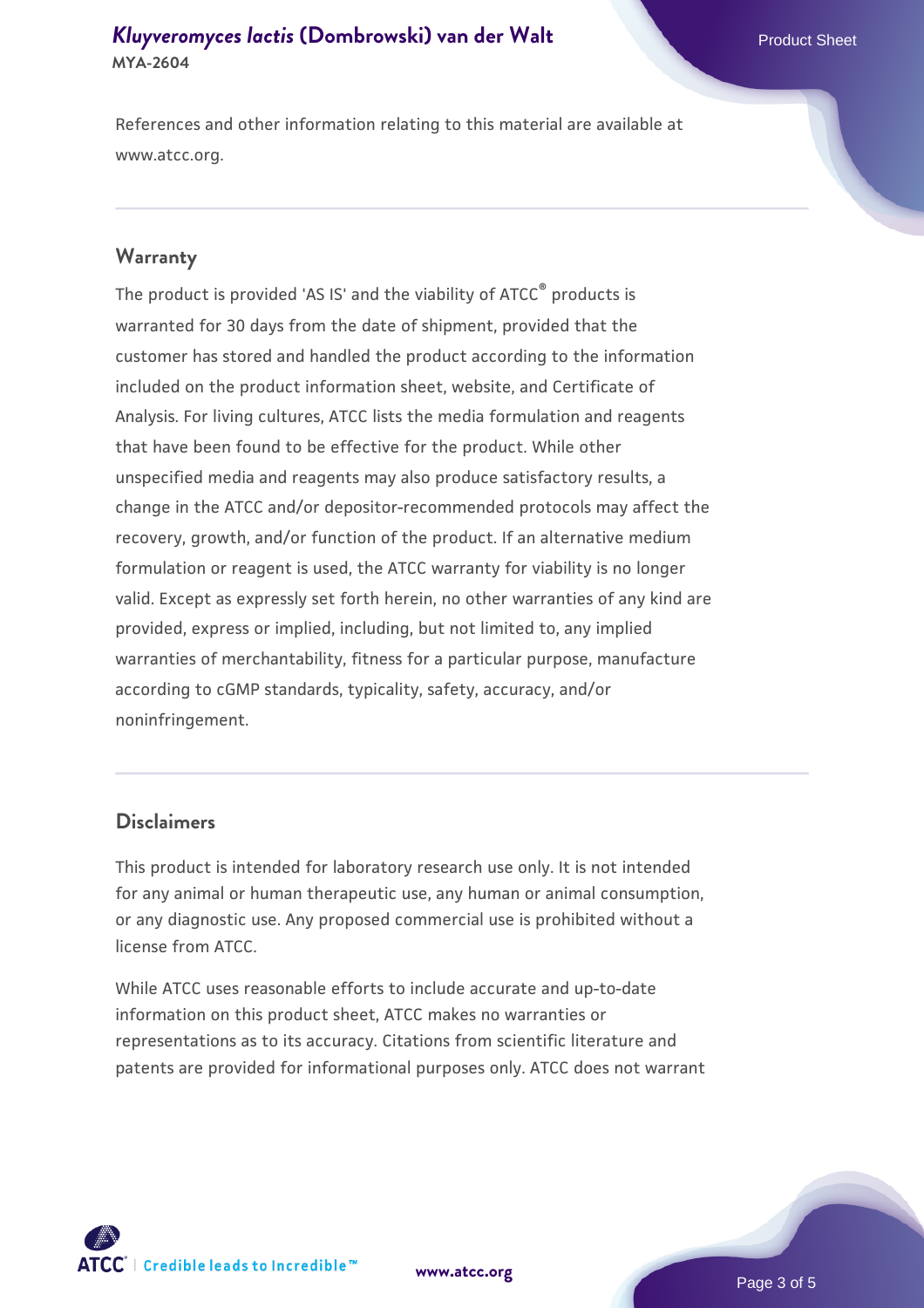References and other information relating to this material are available at www.atcc.org.

## Warranty

The product is provided 'AS IS' and the viability of ATCC® products is warranted for 30 days from the date of shipment, provided that the customer has stored and handled the product according to the information included on the product information sheet, website, and Certificate of Analysis. For living cultures, ATCC lists the media formulation and reagents that have been found to be effective for the product. While other unspecified media and reagents may also produce satisfactory results, a change in the ATCC and/or depositor-recommended protocols may affect the recovery, growth, and/or function of the product. If an alternative medium formulation or reagent is used, the ATCC warranty for viability is no longer valid. Except as expressly set forth herein, no other warranties of any kind are provided, express or implied, including, but not limited to, any implied warranties of merchantability, fitness for a particular purpose, manufacture according to cGMP standards, typicality, safety, accuracy, and/or noninfringement.

## Disclaimers

This product is intended for laboratory research use only. It is not intended for any animal or human therapeutic use, any human or animal consumption, or any diagnostic use. Any proposed commercial use is prohibited without a license from ATCC.

While ATCC uses reasonable efforts to include accurate and up-to-date information on this product sheet, ATCC makes no warranties or representations as to its accuracy. Citations from scientific literature and patents are provided for informational purposes only. ATCC does not warrant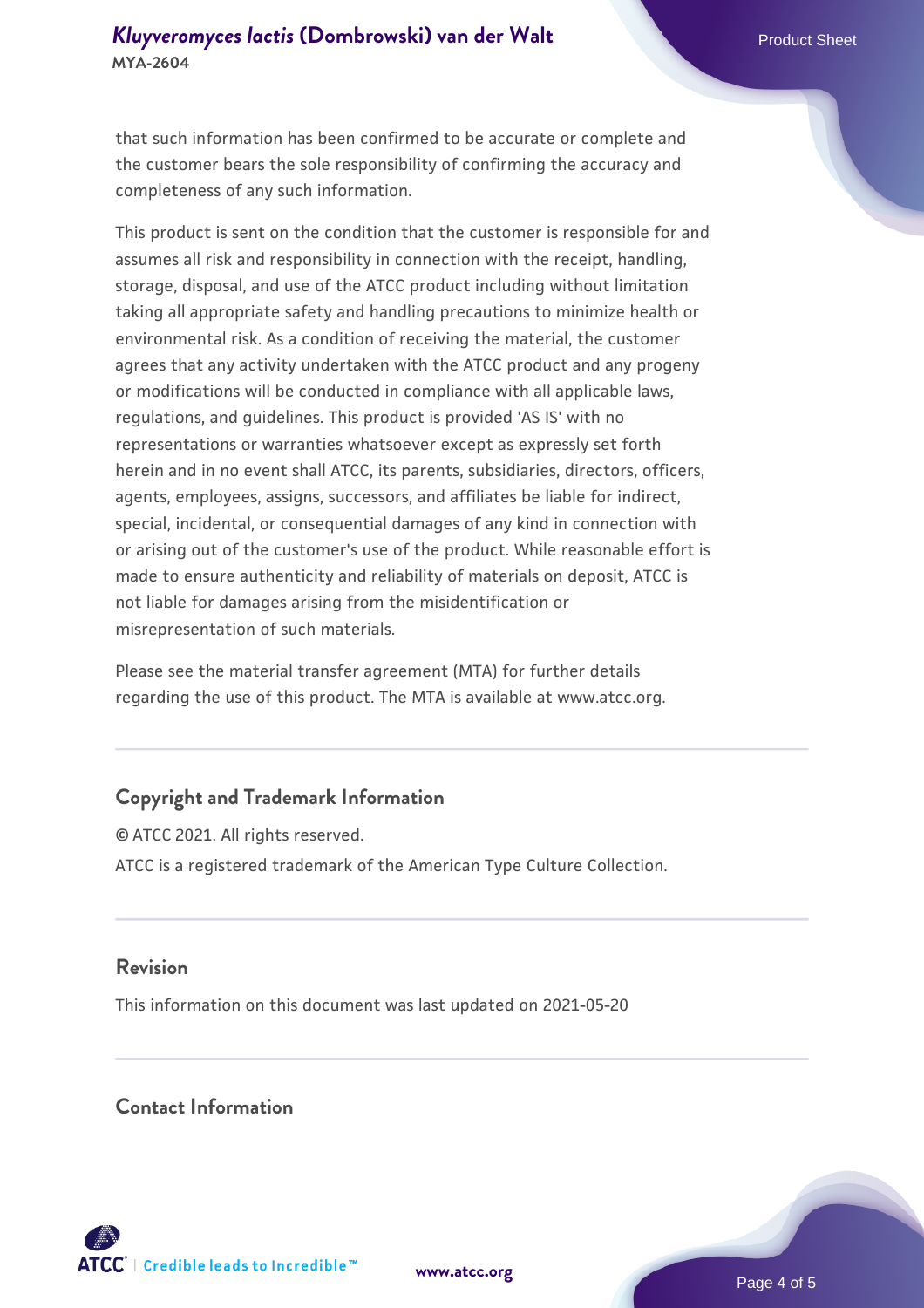that such information has been confirmed to be accurate or complete and the customer bears the sole responsibility of confirming the accuracy and completeness of any such information.

This product is sent on the condition that the customer is responsible for and assumes all risk and responsibility in connection with the receipt, handling, storage, disposal, and use of the ATCC product including without limitation taking all appropriate safety and handling precautions to minimize health or environmental risk. As a condition of receiving the material, the customer agrees that any activity undertaken with the ATCC product and any progeny or modifications will be conducted in compliance with all applicable laws, regulations, and guidelines. This product is provided 'AS IS' with no representations or warranties whatsoever except as expressly set forth herein and in no event shall ATCC, its parents, subsidiaries, directors, officers, agents, employees, assigns, successors, and affiliates be liable for indirect, special, incidental, or consequential damages of any kind in connection with or arising out of the customer's use of the product. While reasonable effort is made to ensure authenticity and reliability of materials on deposit, ATCC is not liable for damages arising from the misidentification or misrepresentation of such materials.

Please see the material transfer agreement (MTA) for further details regarding the use of this product. The MTA is available at www.atcc.org.

## Copyright and Trademark Information

© ATCC 2021. All rights reserved.

ATCC is a registered trademark of the American Type Culture Collection.

## Revision

This information on this document was last updated on 2021-05-20

## Contact Information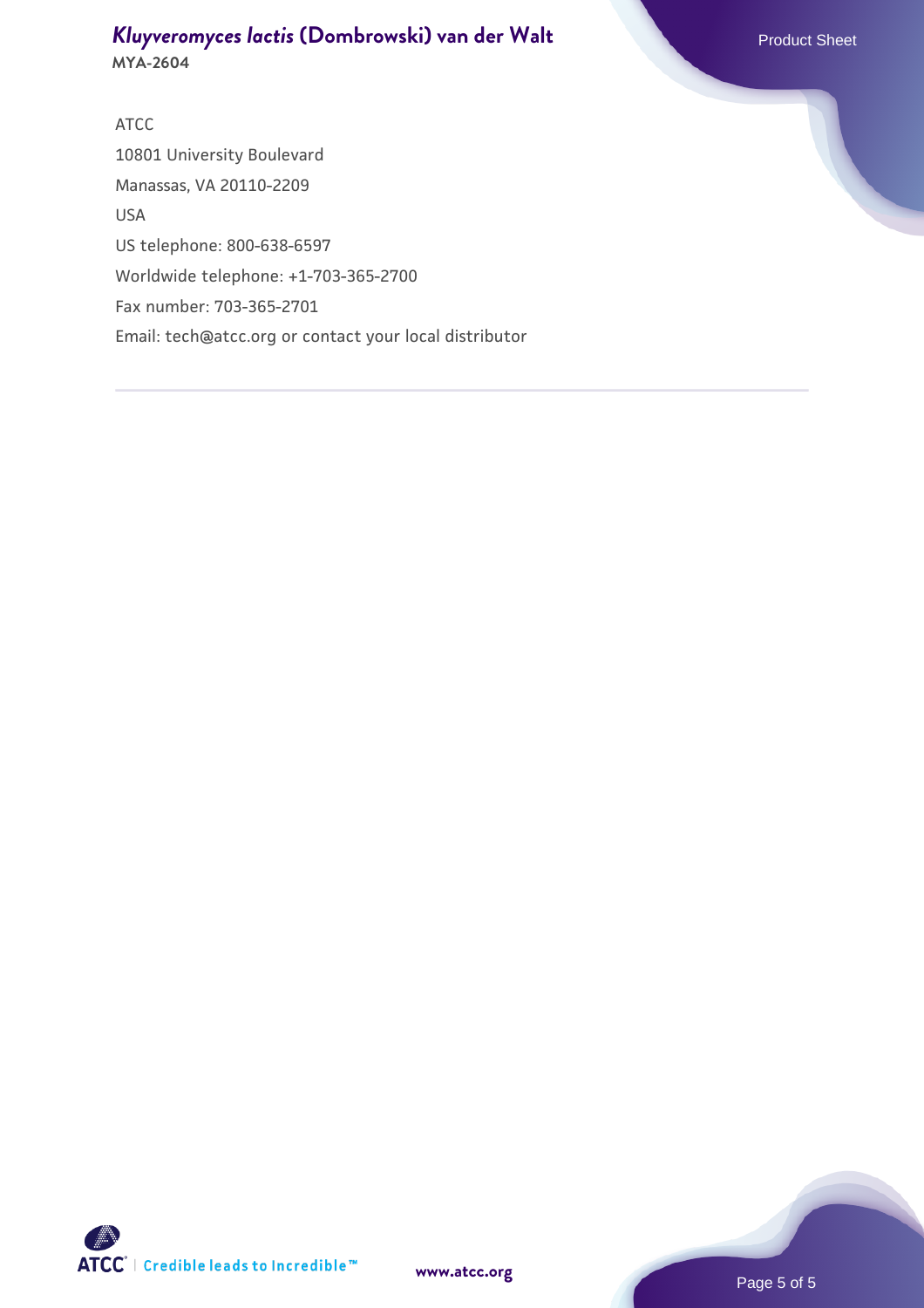ATCC

10801 University Boulevard

Manassas, VA 20110-2209

USA

US telephone: 800-638-6597

Worldwide telephone: +1-703-365-2700

Fax number: 703-365-2701

Email: tech@atcc.org or contact your local distributor